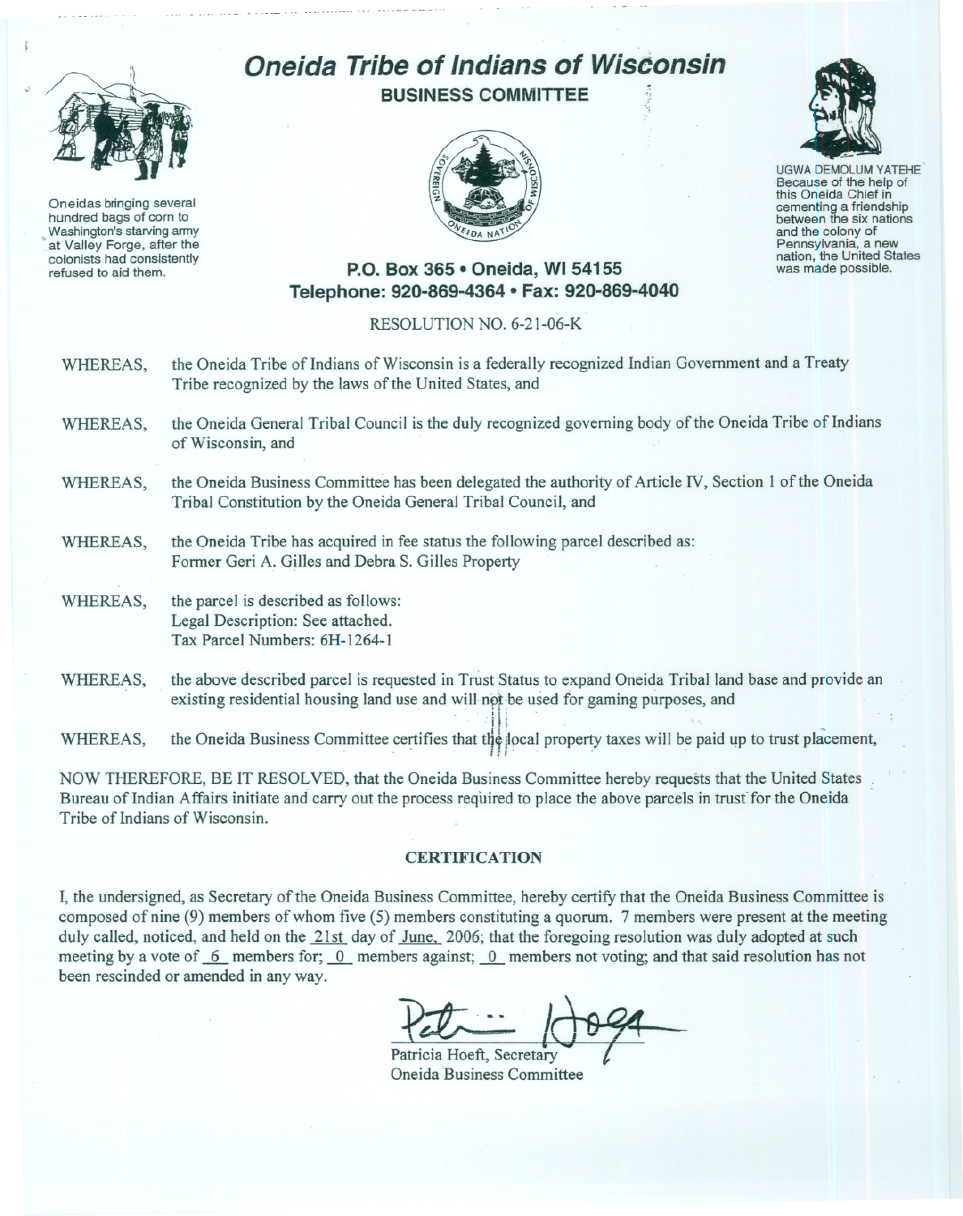# Oneida Tribe of Indians of Wisconsin

## BUSINESS COMMITTEE

Oneidas bringing several hundred bags of corn to Washington's starving army at Valley Forge, after the colonists had consistently refused to aid them.

UGWA DEMOLUM YATEHE Because of the help of this Oneida Chief in cementing a friendship between the six nations and the colony of Pennsylvania, a new nation, the United States was made possible.

**P.O. Box 365 • Oneida, WI 54155**
**Telephone: 920-869-4364 • Fax: 920-869-4040**

RESOLUTION NO. 6-21-06-K

WHEREAS, the Oneida Tribe of Indians of Wisconsin is a federally recognized Indian Government and a Treaty Tribe recognized by the laws of the United States, and

WHEREAS, the Oneida General Tribal Council is the duly recognized governing body of the Oneida Tribe of Indians of Wisconsin, and

WHEREAS, the Oneida Business Committee has been delegated the authority of Article IV, Section 1 of the Oneida Tribal Constitution by the Oneida General Tribal Council, and

WHEREAS, the Oneida Tribe has acquired in fee status the following parcel described as:
Former Geri A. Gilles and Debra S. Gilles Property

WHEREAS, the parcel is described as follows:
Legal Description: See attached.
Tax Parcel Numbers: 6H-1264-1

WHEREAS, the above described parcel is requested in Trust Status to expand Oneida Tribal land base and provide an existing residential housing land use and will not be used for gaming purposes, and

WHEREAS, the Oneida Business Committee certifies that the local property taxes will be paid up to trust placement,

NOW THEREFORE, BE IT RESOLVED, that the Oneida Business Committee hereby requests that the United States Bureau of Indian Affairs initiate and carry out the process required to place the above parcels in trust for the Oneida Tribe of Indians of Wisconsin.

### CERTIFICATION

I, the undersigned, as Secretary of the Oneida Business Committee, hereby certify that the Oneida Business Committee is composed of nine (9) members of whom five (5) members constituting a quorum. 7 members were present at the meeting duly called, noticed, and held on the 21st day of June, 2006; that the foregoing resolution was duly adopted at such meeting by a vote of 6 members for; 0 members against; 0 members not voting; and that said resolution has not been rescinded or amended in any way.

Patricia Hoeft, Secretary
Oneida Business Committee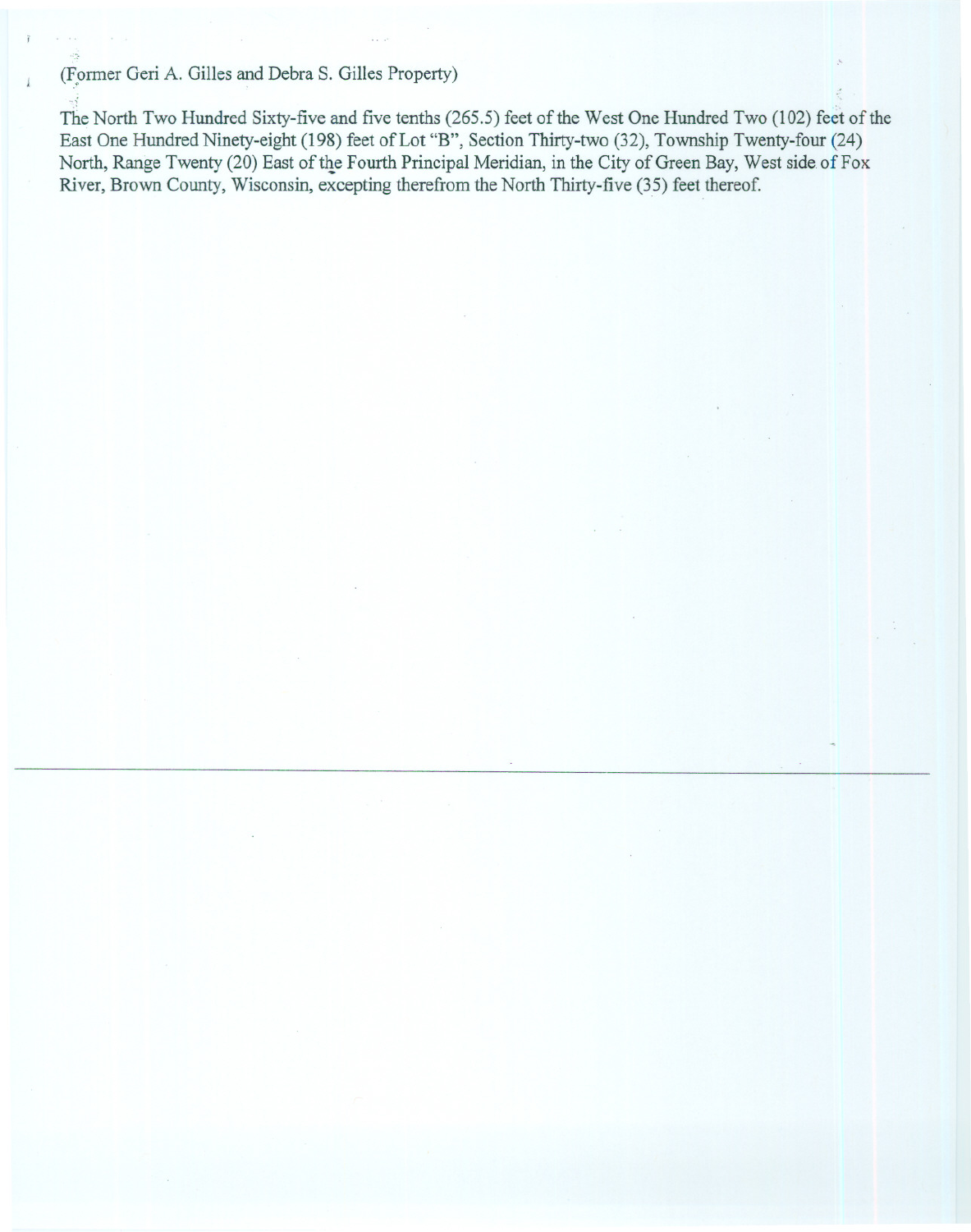(Former Geri A. Gilles and Debra S. Gilles Property)

The North Two Hundred Sixty-five and five tenths (265.5) feet of the West One Hundred Two (102) feet of the East One Hundred Ninety-eight (198) feet of Lot "B", Section Thirty-two (32), Township Twenty-four (24) North, Range Twenty (20) East of the Fourth Principal Meridian, in the City of Green Bay, West side of Fox River, Brown County, Wisconsin, excepting therefrom the North Thirty-five (35) feet thereof.

---